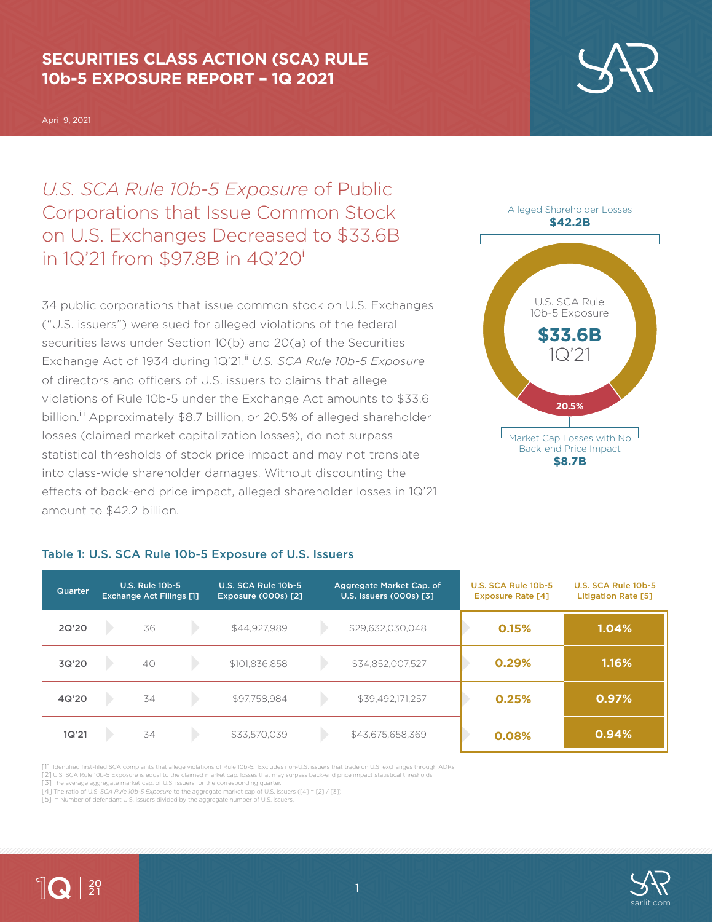# SECURITIES CLASS ACTION (SCA) RULE 10b-5 EXPOSURE REPORT – 1Q 2021

April 9, 2021

## *U.S. SCA Rule 10b-5 Exposure* of Public Corporations that Issue Common Stock on U.S. Exchanges Decreased to $33.6B in 1Q'21 from $97.8B in 4Q'20[i]

34 public corporations that issue common stock on U.S. Exchanges ("U.S. issuers") were sued for alleged violations of the federal securities laws under Section 10(b) and 20(a) of the Securities Exchange Act of 1934 during 1Q'21.[ii] *U.S. SCA Rule 10b-5 Exposure* of directors and officers of U.S. issuers to claims that allege violations of Rule 10b-5 under the Exchange Act amounts to $33.6 billion.[iii] Approximately $8.7 billion, or 20.5% of alleged shareholder losses (claimed market capitalization losses), do not surpass statistical thresholds of stock price impact and may not translate into class-wide shareholder damages. Without discounting the effects of back-end price impact, alleged shareholder losses in 1Q'21 amount to $42.2 billion.

Alleged Shareholder Losses **$42.2B**

U.S. SCA Rule 10b-5 Exposure **$33.6B** 1Q'21

**20.5%**

Market Cap Losses with No Back-end Price Impact **$8.7B**

### Table 1: U.S. SCA Rule 10b-5 Exposure of U.S. Issuers

| Quarter | U.S. Rule 10b-5 Exchange Act Filings [1] | U.S. SCA Rule 10b-5 Exposure (000s) [2] | Aggregate Market Cap. of U.S. Issuers (000s) [3] | U.S. SCA Rule 10b-5 Exposure Rate [4] | U.S. SCA Rule 10b-5 Litigation Rate [5] |
|---|---|---|---|---|---|
| 2Q'20 | 36 | $44,927,989 | $29,632,030,048 | 0.15% | 1.04% |
| 3Q'20 | 40 | $101,836,858 | $34,852,007,527 | 0.29% | 1.16% |
| 4Q'20 | 34 | $97,758,984 | $39,492,171,257 | 0.25% | 0.97% |
| 1Q'21 | 34 | $33,570,039 | $43,675,658,369 | 0.08% | 0.94% |

[1] Identified first-filed SCA complaints that allege violations of Rule 10b-5. Excludes non-U.S. issuers that trade on U.S. exchanges through ADRs.
[2] U.S. SCA Rule 10b-5 Exposure is equal to the claimed market cap. losses that may surpass back-end price impact statistical thresholds.
[3] The average aggregate market cap. of U.S. issuers for the corresponding quarter.
[4] The ratio of U.S. *SCA Rule 10b-5 Exposure* to the aggregate market cap of U.S. issuers ([4] = [2] / [3]).
[5] = Number of defendant U.S. issuers divided by the aggregate number of U.S. issuers.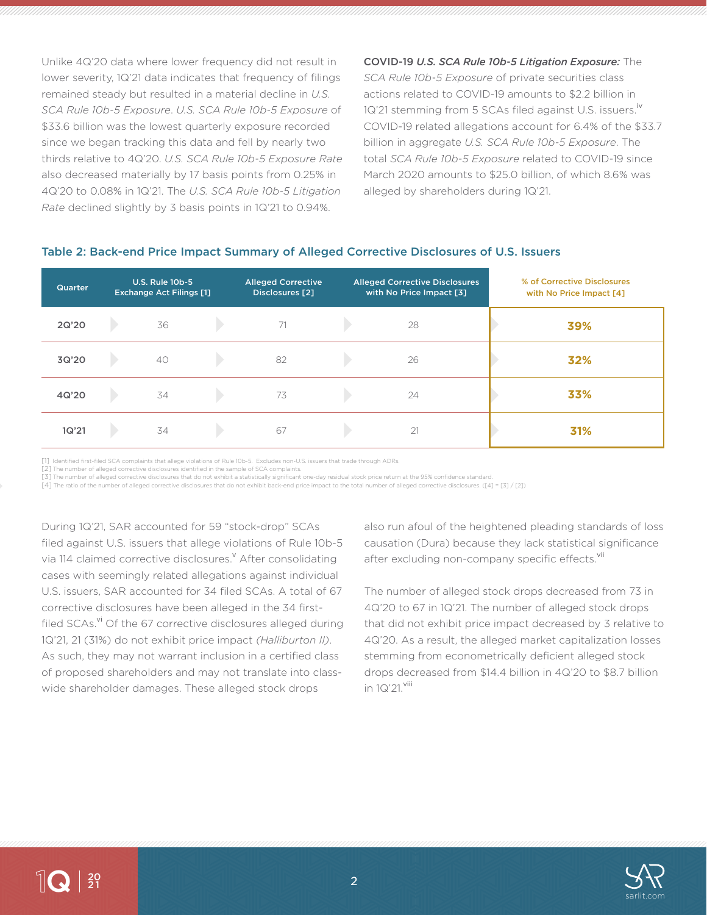Unlike 4Q'20 data where lower frequency did not result in lower severity, 1Q'21 data indicates that frequency of filings remained steady but resulted in a material decline in *U.S. SCA Rule 10b-5 Exposure*. *U.S. SCA Rule 10b-5 Exposure* of $33.6 billion was the lowest quarterly exposure recorded since we began tracking this data and fell by nearly two thirds relative to 4Q'20. *U.S. SCA Rule 10b-5 Exposure Rate* also decreased materially by 17 basis points from 0.25% in 4Q'20 to 0.08% in 1Q'21. The *U.S. SCA Rule 10b-5 Litigation Rate* declined slightly by 3 basis points in 1Q'21 to 0.94%.

**COVID-19 *U.S. SCA Rule 10b-5 Litigation Exposure:*** The *SCA Rule 10b-5 Exposure* of private securities class actions related to COVID-19 amounts to $2.2 billion in 1Q'21 stemming from 5 SCAs filed against U.S. issuers.[iv] COVID-19 related allegations account for 6.4% of the $33.7 billion in aggregate *U.S. SCA Rule 10b-5 Exposure*. The total *SCA Rule 10b-5 Exposure* related to COVID-19 since March 2020 amounts to $25.0 billion, of which 8.6% was alleged by shareholders during 1Q'21.

### Table 2: Back-end Price Impact Summary of Alleged Corrective Disclosures of U.S. Issuers

| Quarter | U.S. Rule 10b-5 Exchange Act Filings [1] | Alleged Corrective Disclosures [2] | Alleged Corrective Disclosures with No Price Impact [3] | % of Corrective Disclosures with No Price Impact [4] |
|---|---|---|---|---|
| 2Q'20 | 36 | 71 | 28 | **39%** |
| 3Q'20 | 40 | 82 | 26 | **32%** |
| 4Q'20 | 34 | 73 | 24 | **33%** |
| 1Q'21 | 34 | 67 | 21 | **31%** |

[1] Identified first-filed SCA complaints that allege violations of Rule 10b-5. Excludes non-U.S. issuers that trade through ADRs.
[2] The number of alleged corrective disclosures identified in the sample of SCA complaints.
[3] The number of alleged corrective disclosures that do not exhibit a statistically significant one-day residual stock price return at the 95% confidence standard.
[4] The ratio of the number of alleged corrective disclosures that do not exhibit back-end price impact to the total number of alleged corrective disclosures. ([4] = [3] / [2])

During 1Q'21, SAR accounted for 59 "stock-drop" SCAs filed against U.S. issuers that allege violations of Rule 10b-5 via 114 claimed corrective disclosures.[v] After consolidating cases with seemingly related allegations against individual U.S. issuers, SAR accounted for 34 filed SCAs. A total of 67 corrective disclosures have been alleged in the 34 first-filed SCAs.[vi] Of the 67 corrective disclosures alleged during 1Q'21, 21 (31%) do not exhibit price impact *(Halliburton II)*. As such, they may not warrant inclusion in a certified class of proposed shareholders and may not translate into class-wide shareholder damages. These alleged stock drops also run afoul of the heightened pleading standards of loss causation (Dura) because they lack statistical significance after excluding non-company specific effects.[vii]

The number of alleged stock drops decreased from 73 in 4Q'20 to 67 in 1Q'21. The number of alleged stock drops that did not exhibit price impact decreased by 3 relative to 4Q'20. As a result, the alleged market capitalization losses stemming from econometrically deficient alleged stock drops decreased from $14.4 billion in 4Q'20 to $8.7 billion in 1Q'21.[viii]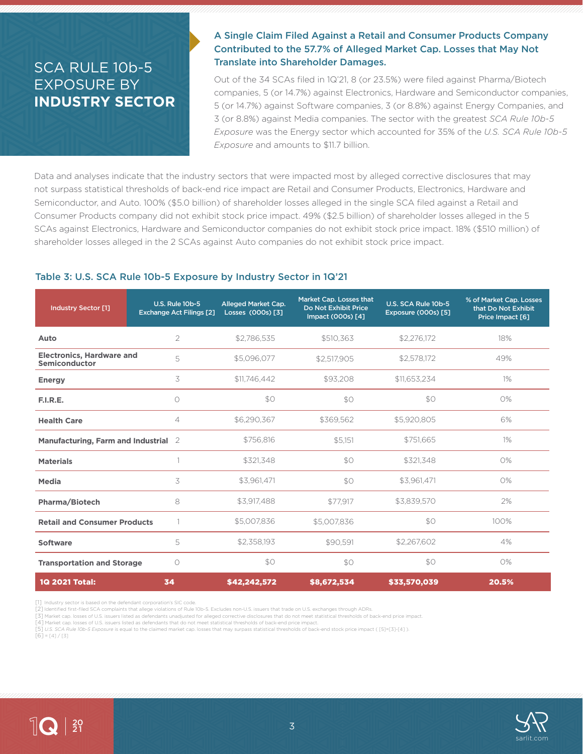# SCA RULE 10b-5 EXPOSURE BY **INDUSTRY SECTOR**

### A Single Claim Filed Against a Retail and Consumer Products Company Contributed to the 57.7% of Alleged Market Cap. Losses that May Not Translate into Shareholder Damages.

Out of the 34 SCAs filed in 1Q'21, 8 (or 23.5%) were filed against Pharma/Biotech companies, 5 (or 14.7%) against Electronics, Hardware and Semiconductor companies, 5 (or 14.7%) against Software companies, 3 (or 8.8%) against Energy Companies, and 3 (or 8.8%) against Media companies. The sector with the greatest *SCA Rule 10b-5 Exposure* was the Energy sector which accounted for 35% of the *U.S. SCA Rule 10b-5 Exposure* and amounts to $11.7 billion.

Data and analyses indicate that the industry sectors that were impacted most by alleged corrective disclosures that may not surpass statistical thresholds of back-end rice impact are Retail and Consumer Products, Electronics, Hardware and Semiconductor, and Auto. 100% ($5.0 billion) of shareholder losses alleged in the single SCA filed against a Retail and Consumer Products company did not exhibit stock price impact. 49% ($2.5 billion) of shareholder losses alleged in the 5 SCAs against Electronics, Hardware and Semiconductor companies do not exhibit stock price impact. 18% ($510 million) of shareholder losses alleged in the 2 SCAs against Auto companies do not exhibit stock price impact.

### Table 3: U.S. SCA Rule 10b-5 Exposure by Industry Sector in 1Q'21

| Industry Sector [1] | U.S. Rule 10b-5 Exchange Act Filings [2] | Alleged Market Cap. Losses (000s) [3] | Market Cap. Losses that Do Not Exhibit Price Impact (000s) [4] | U.S. SCA Rule 10b-5 Exposure (000s) [5] | % of Market Cap. Losses that Do Not Exhibit Price Impact [6] |
|---|---|---|---|---|---|
| **Auto** | 2 | $2,786,535 | $510,363 | $2,276,172 | 18% |
| **Electronics, Hardware and Semiconductor** | 5 | $5,096,077 | $2,517,905 | $2,578,172 | 49% |
| **Energy** | 3 | $11,746,442 | $93,208 | $11,653,234 | 1% |
| **F.I.R.E.** | 0 | $0 | $0 | $0 | 0% |
| **Health Care** | 4 | $6,290,367 | $369,562 | $5,920,805 | 6% |
| **Manufacturing, Farm and Industrial** | 2 | $756,816 | $5,151 | $751,665 | 1% |
| **Materials** | 1 | $321,348 | $0 | $321,348 | 0% |
| **Media** | 3 | $3,961,471 | $0 | $3,961,471 | 0% |
| **Pharma/Biotech** | 8 | $3,917,488 | $77,917 | $3,839,570 | 2% |
| **Retail and Consumer Products** | 1 | $5,007,836 | $5,007,836 | $0 | 100% |
| **Software** | 5 | $2,358,193 | $90,591 | $2,267,602 | 4% |
| **Transportation and Storage** | 0 | $0 | $0 | $0 | 0% |
| **1Q 2021 Total:** | **34** | **$42,242,572** | **$8,672,534** | **$33,570,039** | **20.5%** |

[1] Industry sector is based on the defendant corporation's SIC code.
[2] Identified first-filed SCA complaints that allege violations of Rule 10b-5. Excludes non-U.S. issuers that trade on U.S. exchanges through ADRs.
[3] Market cap. losses of U.S. issuers listed as defendants unadjusted for alleged corrective disclosures that do not meet statistical thresholds of back-end price impact.
[4] Market cap. losses of U.S. issuers listed as defendants that do not meet statistical thresholds of back-end price impact.
[5] *U.S. SCA Rule 10b-5 Exposure* is equal to the claimed market cap. losses that may surpass statistical thresholds of back-end stock price impact ( [5]=[3]-[4] ).
[6] = [4] / [3]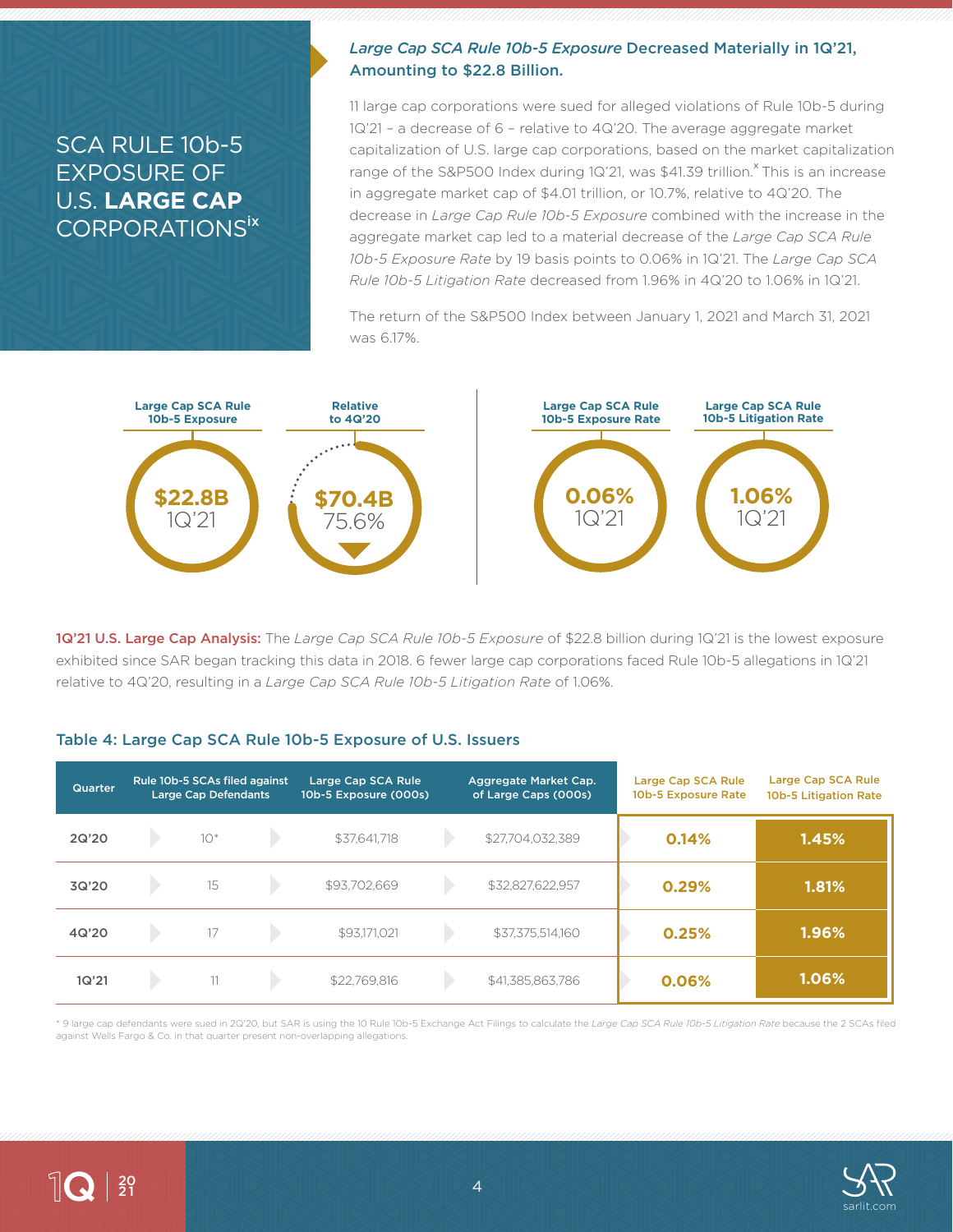# SCA RULE 10b-5 EXPOSURE OF U.S. **LARGE CAP** CORPORATIONS[ix]

## *Large Cap SCA Rule 10b-5 Exposure* Decreased Materially in 1Q'21, Amounting to $22.8 Billion.

11 large cap corporations were sued for alleged violations of Rule 10b-5 during 1Q'21 – a decrease of 6 – relative to 4Q'20. The average aggregate market capitalization of U.S. large cap corporations, based on the market capitalization range of the S&P500 Index during 1Q'21, was $41.39 trillion.[x] This is an increase in aggregate market cap of $4.01 trillion, or 10.7%, relative to 4Q'20. The decrease in *Large Cap Rule 10b-5 Exposure* combined with the increase in the aggregate market cap led to a material decrease of the *Large Cap SCA Rule 10b-5 Exposure Rate* by 19 basis points to 0.06% in 1Q'21. The *Large Cap SCA Rule 10b-5 Litigation Rate* decreased from 1.96% in 4Q'20 to 1.06% in 1Q'21.

The return of the S&P500 Index between January 1, 2021 and March 31, 2021 was 6.17%.

| Large Cap SCA Rule 10b-5 Exposure | Relative to 4Q'20 | Large Cap SCA Rule 10b-5 Exposure Rate | Large Cap SCA Rule 10b-5 Litigation Rate |
|---|---|---|---|
| $22.8B 1Q'21 | $70.4B 75.6% (decrease) | 0.06% 1Q'21 | 1.06% 1Q'21 |

**1Q'21 U.S. Large Cap Analysis:** The *Large Cap SCA Rule 10b-5 Exposure* of $22.8 billion during 1Q'21 is the lowest exposure exhibited since SAR began tracking this data in 2018. 6 fewer large cap corporations faced Rule 10b-5 allegations in 1Q'21 relative to 4Q'20, resulting in a *Large Cap SCA Rule 10b-5 Litigation Rate* of 1.06%.

### Table 4: Large Cap SCA Rule 10b-5 Exposure of U.S. Issuers

| Quarter | Rule 10b-5 SCAs filed against Large Cap Defendants | Large Cap SCA Rule 10b-5 Exposure (000s) | Aggregate Market Cap. of Large Caps (000s) | Large Cap SCA Rule 10b-5 Exposure Rate | Large Cap SCA Rule 10b-5 Litigation Rate |
|---|---|---|---|---|---|
| 2Q'20 | 10* | $37,641,718 | $27,704,032,389 | 0.14% | 1.45% |
| 3Q'20 | 15 | $93,702,669 | $32,827,622,957 | 0.29% | 1.81% |
| 4Q'20 | 17 | $93,171,021 | $37,375,514,160 | 0.25% | 1.96% |
| 1Q'21 | 11 | $22,769,816 | $41,385,863,786 | 0.06% | 1.06% |

* 9 large cap defendants were sued in 2Q'20, but SAR is using the 10 Rule 10b-5 Exchange Act Filings to calculate the *Large Cap SCA Rule 10b-5 Litigation Rate* because the 2 SCAs filed against Wells Fargo & Co. in that quarter present non-overlapping allegations.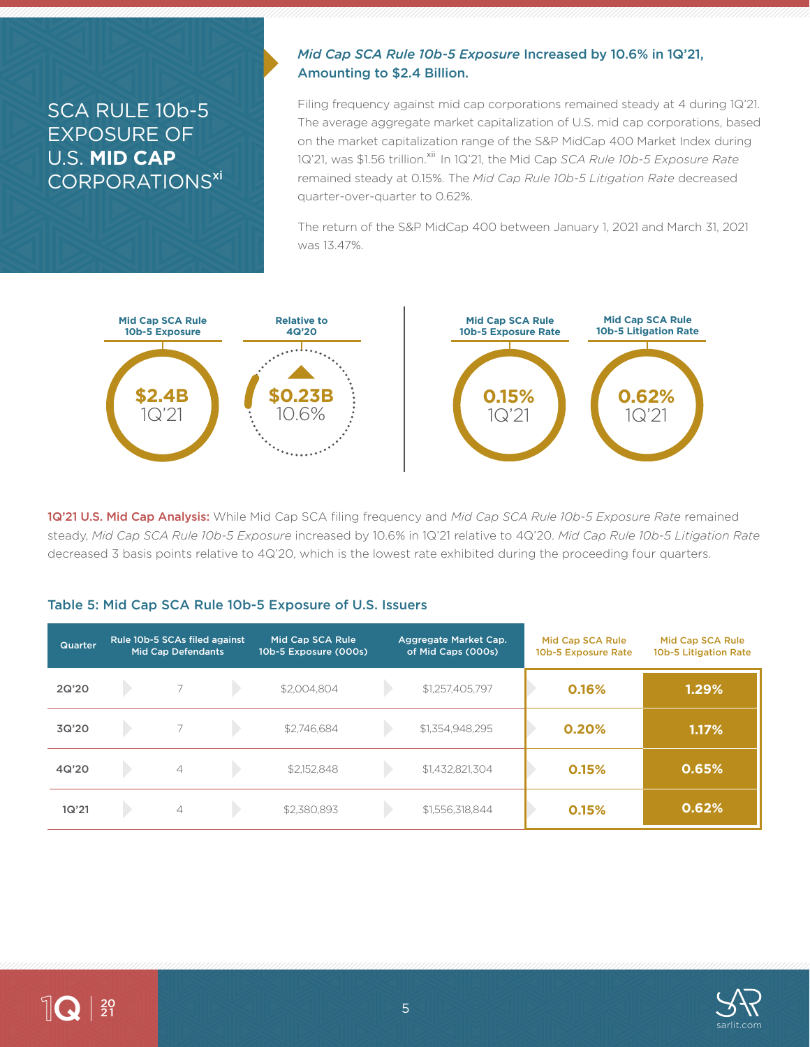# SCA RULE 10b-5 EXPOSURE OF U.S. MID CAP CORPORATIONS[xi]

### *Mid Cap SCA Rule 10b-5 Exposure* Increased by 10.6% in 1Q'21, Amounting to $2.4 Billion.

Filing frequency against mid cap corporations remained steady at 4 during 1Q'21. The average aggregate market capitalization of U.S. mid cap corporations, based on the market capitalization range of the S&P MidCap 400 Market Index during 1Q'21, was $1.56 trillion.[xii] In 1Q'21, the Mid Cap *SCA Rule 10b-5 Exposure Rate* remained steady at 0.15%. The *Mid Cap Rule 10b-5 Litigation Rate* decreased quarter-over-quarter to 0.62%.

The return of the S&P MidCap 400 between January 1, 2021 and March 31, 2021 was 13.47%.

| Mid Cap SCA Rule 10b-5 Exposure | Relative to 4Q'20 | Mid Cap SCA Rule 10b-5 Exposure Rate | Mid Cap SCA Rule 10b-5 Litigation Rate |
|---|---|---|---|
| $2.4B 1Q'21 | ▲ $0.23B 10.6% | 0.15% 1Q'21 | 0.62% 1Q'21 |

**1Q'21 U.S. Mid Cap Analysis:** While Mid Cap SCA filing frequency and *Mid Cap SCA Rule 10b-5 Exposure Rate* remained steady, *Mid Cap SCA Rule 10b-5 Exposure* increased by 10.6% in 1Q'21 relative to 4Q'20. *Mid Cap Rule 10b-5 Litigation Rate* decreased 3 basis points relative to 4Q'20, which is the lowest rate exhibited during the proceeding four quarters.

### Table 5: Mid Cap SCA Rule 10b-5 Exposure of U.S. Issuers

| Quarter | Rule 10b-5 SCAs filed against Mid Cap Defendants | Mid Cap SCA Rule 10b-5 Exposure (000s) | Aggregate Market Cap. of Mid Caps (000s) | Mid Cap SCA Rule 10b-5 Exposure Rate | Mid Cap SCA Rule 10b-5 Litigation Rate |
|---|---|---|---|---|---|
| 2Q'20 | 7 | $2,004,804 | $1,257,405,797 | 0.16% | 1.29% |
| 3Q'20 | 7 | $2,746,684 | $1,354,948,295 | 0.20% | 1.17% |
| 4Q'20 | 4 | $2,152,848 | $1,432,821,304 | 0.15% | 0.65% |
| 1Q'21 | 4 | $2,380,893 | $1,556,318,844 | 0.15% | 0.62% |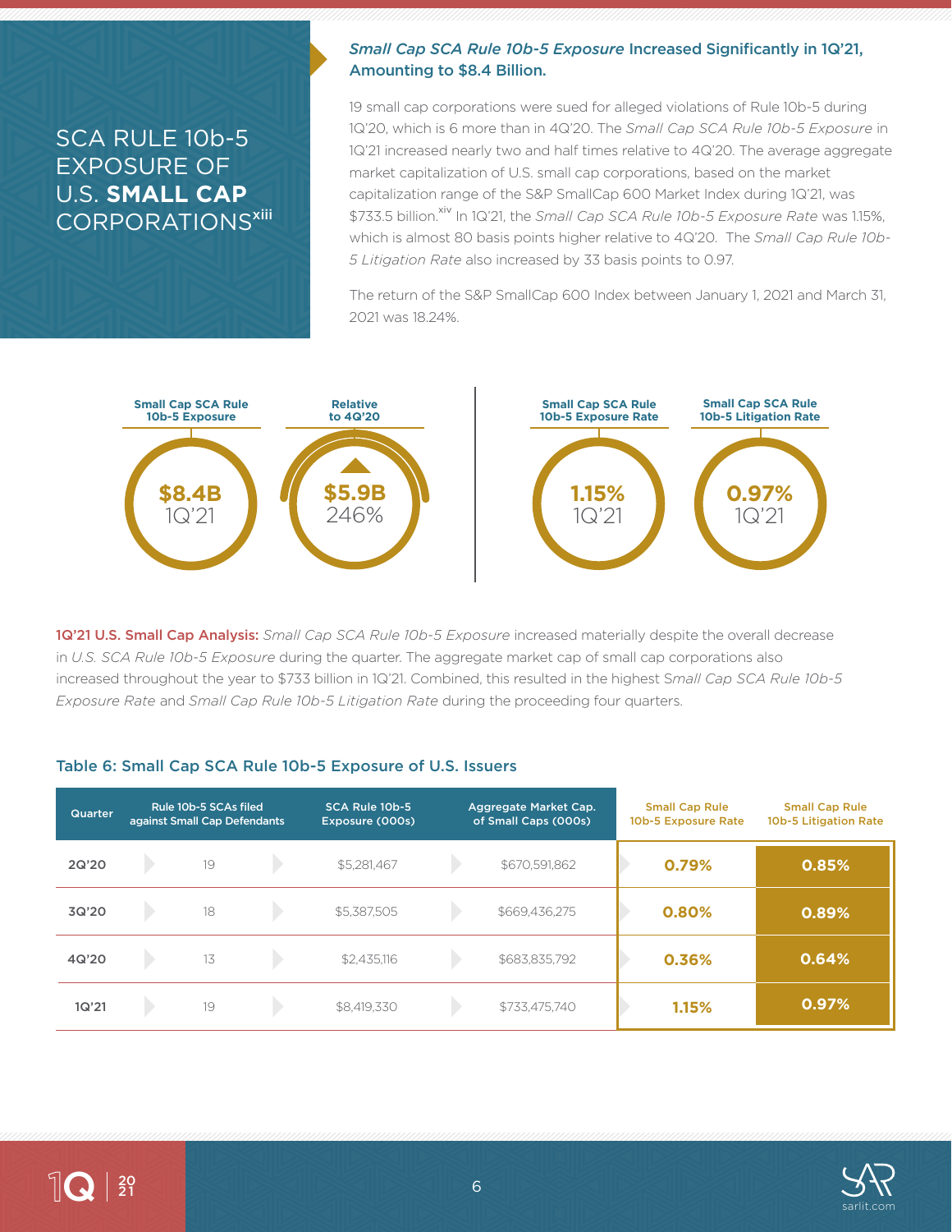# SCA RULE 10b-5 EXPOSURE OF U.S. **SMALL CAP** CORPORATIONS[xiii]

### *Small Cap SCA Rule 10b-5 Exposure* Increased Significantly in 1Q'21, Amounting to $8.4 Billion.

19 small cap corporations were sued for alleged violations of Rule 10b-5 during 1Q'20, which is 6 more than in 4Q'20. The *Small Cap SCA Rule 10b-5 Exposure* in 1Q'21 increased nearly two and half times relative to 4Q'20. The average aggregate market capitalization of U.S. small cap corporations, based on the market capitalization range of the S&P SmallCap 600 Market Index during 1Q'21, was $733.5 billion.[xiv] In 1Q'21, the *Small Cap SCA Rule 10b-5 Exposure Rate* was 1.15%, which is almost 80 basis points higher relative to 4Q'20. The *Small Cap Rule 10b-5 Litigation Rate* also increased by 33 basis points to 0.97.

The return of the S&P SmallCap 600 Index between January 1, 2021 and March 31, 2021 was 18.24%.

| Small Cap SCA Rule 10b-5 Exposure | Relative to 4Q'20 | Small Cap SCA Rule 10b-5 Exposure Rate | Small Cap SCA Rule 10b-5 Litigation Rate |
|---|---|---|---|
| $8.4B 1Q'21 | ▲ $5.9B 246% | 1.15% 1Q'21 | 0.97% 1Q'21 |

**1Q'21 U.S. Small Cap Analysis:** *Small Cap SCA Rule 10b-5 Exposure* increased materially despite the overall decrease in *U.S. SCA Rule 10b-5 Exposure* during the quarter. The aggregate market cap of small cap corporations also increased throughout the year to $733 billion in 1Q'21. Combined, this resulted in the highest *Small Cap SCA Rule 10b-5 Exposure Rate* and *Small Cap Rule 10b-5 Litigation Rate* during the proceeding four quarters.

### Table 6: Small Cap SCA Rule 10b-5 Exposure of U.S. Issuers

| Quarter | Rule 10b-5 SCAs filed against Small Cap Defendants | SCA Rule 10b-5 Exposure (000s) | Aggregate Market Cap. of Small Caps (000s) | Small Cap Rule 10b-5 Exposure Rate | Small Cap Rule 10b-5 Litigation Rate |
|---|---|---|---|---|---|
| 2Q'20 | 19 | $5,281,467 | $670,591,862 | 0.79% | 0.85% |
| 3Q'20 | 18 | $5,387,505 | $669,436,275 | 0.80% | 0.89% |
| 4Q'20 | 13 | $2,435,116 | $683,835,792 | 0.36% | 0.64% |
| 1Q'21 | 19 | $8,419,330 | $733,475,740 | 1.15% | 0.97% |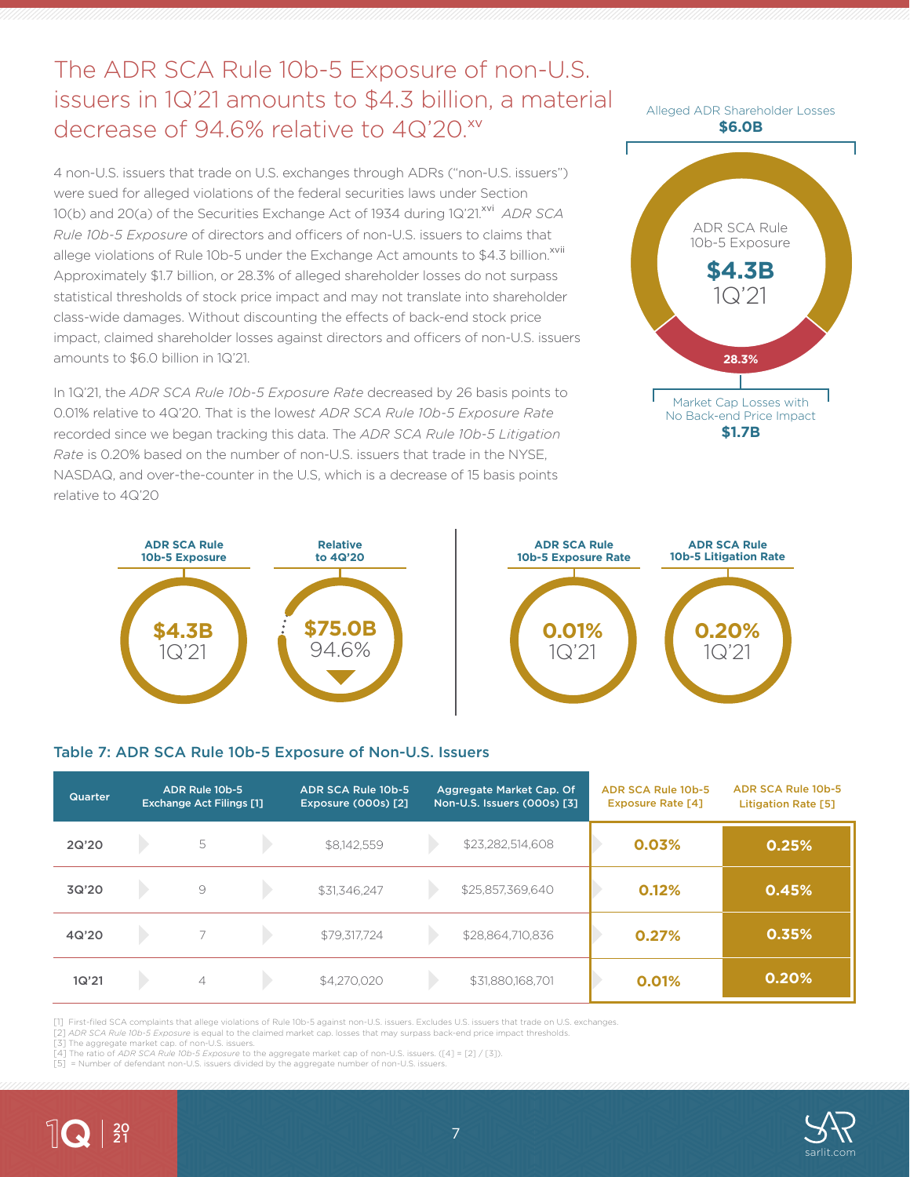# The ADR SCA Rule 10b-5 Exposure of non-U.S. issuers in 1Q'21 amounts to $4.3 billion, a material decrease of 94.6% relative to 4Q'20.[xv]

4 non-U.S. issuers that trade on U.S. exchanges through ADRs ("non-U.S. issuers") were sued for alleged violations of the federal securities laws under Section 10(b) and 20(a) of the Securities Exchange Act of 1934 during 1Q'21.[xvi] *ADR SCA Rule 10b-5 Exposure* of directors and officers of non-U.S. issuers to claims that allege violations of Rule 10b-5 under the Exchange Act amounts to $4.3 billion.[xvii] Approximately $1.7 billion, or 28.3% of alleged shareholder losses do not surpass statistical thresholds of stock price impact and may not translate into shareholder class-wide damages. Without discounting the effects of back-end stock price impact, claimed shareholder losses against directors and officers of non-U.S. issuers amounts to $6.0 billion in 1Q'21.

In 1Q'21, the *ADR SCA Rule 10b-5 Exposure Rate* decreased by 26 basis points to 0.01% relative to 4Q'20. That is the lowest *ADR SCA Rule 10b-5 Exposure Rate* recorded since we began tracking this data. The *ADR SCA Rule 10b-5 Litigation Rate* is 0.20% based on the number of non-U.S. issuers that trade in the NYSE, NASDAQ, and over-the-counter in the U.S, which is a decrease of 15 basis points relative to 4Q'20

Alleged ADR Shareholder Losses **$6.0B**

ADR SCA Rule 10b-5 Exposure **$4.3B** 1Q'21

28.3%

Market Cap Losses with No Back-end Price Impact **$1.7B**

**ADR SCA Rule 10b-5 Exposure**: **$4.3B** 1Q'21

**Relative to 4Q'20**: **$75.0B** 94.6% ▼

**ADR SCA Rule 10b-5 Exposure Rate**: **0.01%** 1Q'21

**ADR SCA Rule 10b-5 Litigation Rate**: **0.20%** 1Q'21

### Table 7: ADR SCA Rule 10b-5 Exposure of Non-U.S. Issuers

| Quarter | ADR Rule 10b-5 Exchange Act Filings [1] | ADR SCA Rule 10b-5 Exposure (000s) [2] | Aggregate Market Cap. Of Non-U.S. Issuers (000s) [3] | ADR SCA Rule 10b-5 Exposure Rate [4] | ADR SCA Rule 10b-5 Litigation Rate [5] |
|---|---|---|---|---|---|
| 2Q'20 | 5 | $8,142,559 | $23,282,514,608 | 0.03% | 0.25% |
| 3Q'20 | 9 | $31,346,247 | $25,857,369,640 | 0.12% | 0.45% |
| 4Q'20 | 7 | $79,317,724 | $28,864,710,836 | 0.27% | 0.35% |
| 1Q'21 | 4 | $4,270,020 | $31,880,168,701 | 0.01% | 0.20% |

[1] First-filed SCA complaints that allege violations of Rule 10b-5 against non-U.S. issuers. Excludes U.S. issuers that trade on U.S. exchanges.
[2] *ADR SCA Rule 10b-5 Exposure* is equal to the claimed market cap. losses that may surpass back-end price impact thresholds.
[3] The aggregate market cap. of non-U.S. issuers.
[4] The ratio of *ADR SCA Rule 10b-5 Exposure* to the aggregate market cap of non-U.S. issuers. ([4] = [2] / [3]).
[5] = Number of defendant non-U.S. issuers divided by the aggregate number of non-U.S. issuers.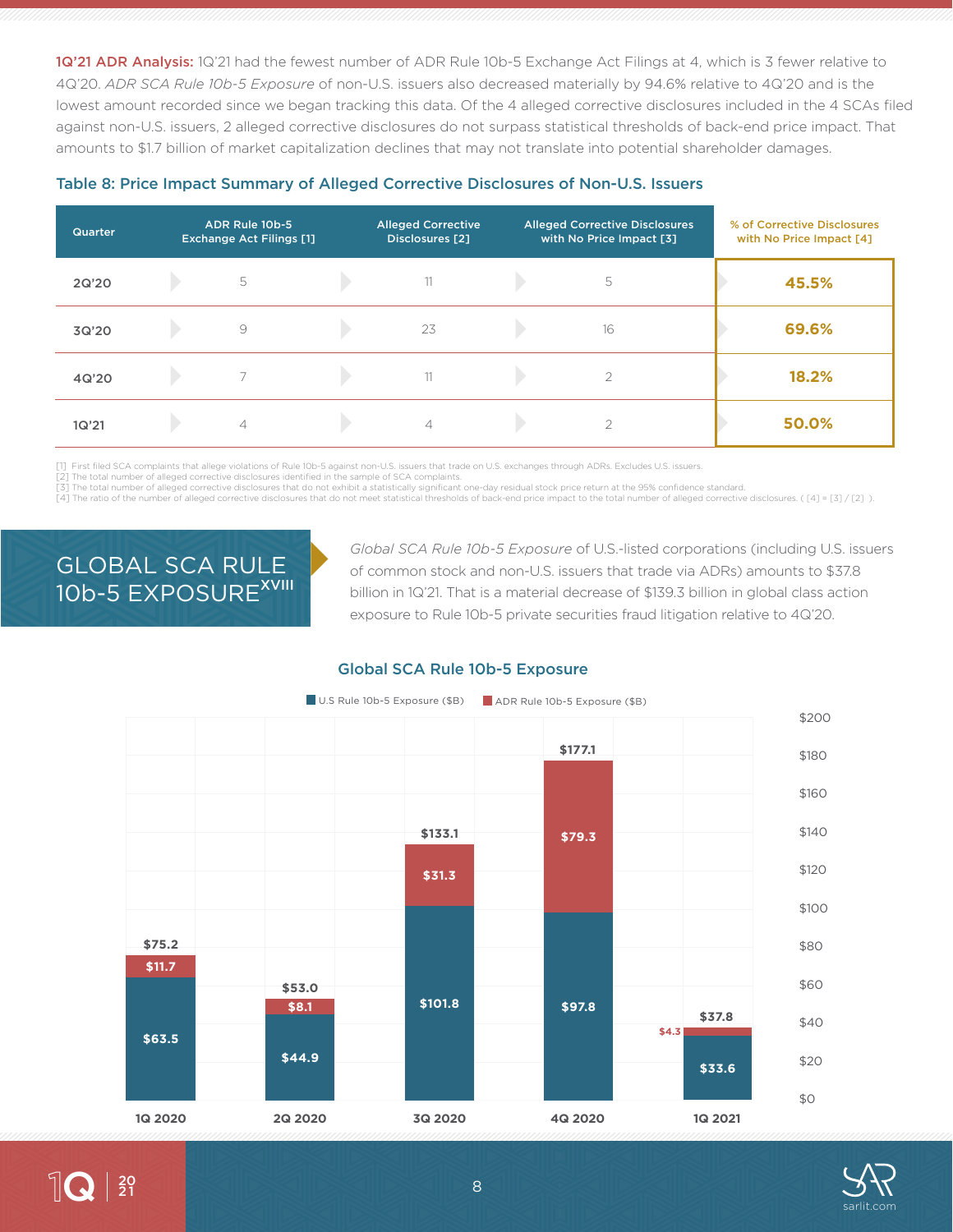**1Q'21 ADR Analysis:** 1Q'21 had the fewest number of ADR Rule 10b-5 Exchange Act Filings at 4, which is 3 fewer relative to 4Q'20. *ADR SCA Rule 10b-5 Exposure* of non-U.S. issuers also decreased materially by 94.6% relative to 4Q'20 and is the lowest amount recorded since we began tracking this data. Of the 4 alleged corrective disclosures included in the 4 SCAs filed against non-U.S. issuers, 2 alleged corrective disclosures do not surpass statistical thresholds of back-end price impact. That amounts to $1.7 billion of market capitalization declines that may not translate into potential shareholder damages.

### Table 8: Price Impact Summary of Alleged Corrective Disclosures of Non-U.S. Issuers

| Quarter | ADR Rule 10b-5 Exchange Act Filings [1] | Alleged Corrective Disclosures [2] | Alleged Corrective Disclosures with No Price Impact [3] | % of Corrective Disclosures with No Price Impact [4] |
|---|---|---|---|---|
| 2Q'20 | 5 | 11 | 5 | **45.5%** |
| 3Q'20 | 9 | 23 | 16 | **69.6%** |
| 4Q'20 | 7 | 11 | 2 | **18.2%** |
| 1Q'21 | 4 | 4 | 2 | **50.0%** |

[1] First filed SCA complaints that allege violations of Rule 10b-5 against non-U.S. issuers that trade on U.S. exchanges through ADRs. Excludes U.S. issuers.
[2] The total number of alleged corrective disclosures identified in the sample of SCA complaints.
[3] The total number of alleged corrective disclosures that do not exhibit a statistically significant one-day residual stock price return at the 95% confidence standard.
[4] The ratio of the number of alleged corrective disclosures that do not meet statistical thresholds of back-end price impact to the total number of alleged corrective disclosures. ( [4] = [3] / [2] ).

## GLOBAL SCA RULE 10b-5 EXPOSURE[XVIII]

*Global SCA Rule 10b-5 Exposure* of U.S.-listed corporations (including U.S. issuers of common stock and non-U.S. issuers that trade via ADRs) amounts to $37.8 billion in 1Q'21. That is a material decrease of $139.3 billion in global class action exposure to Rule 10b-5 private securities fraud litigation relative to 4Q'20.

### Global SCA Rule 10b-5 Exposure

| Quarter | U.S Rule 10b-5 Exposure ($B) | ADR Rule 10b-5 Exposure ($B) | Total ($B) |
|---|---|---|---|
| 1Q 2020 | $63.5 | $11.7 | $75.2 |
| 2Q 2020 | $44.9 | $8.1 | $53.0 |
| 3Q 2020 | $101.8 | $31.3 | $133.1 |
| 4Q 2020 | $97.8 | $79.3 | $177.1 |
| 1Q 2021 | $33.6 | $4.3 | $37.8 |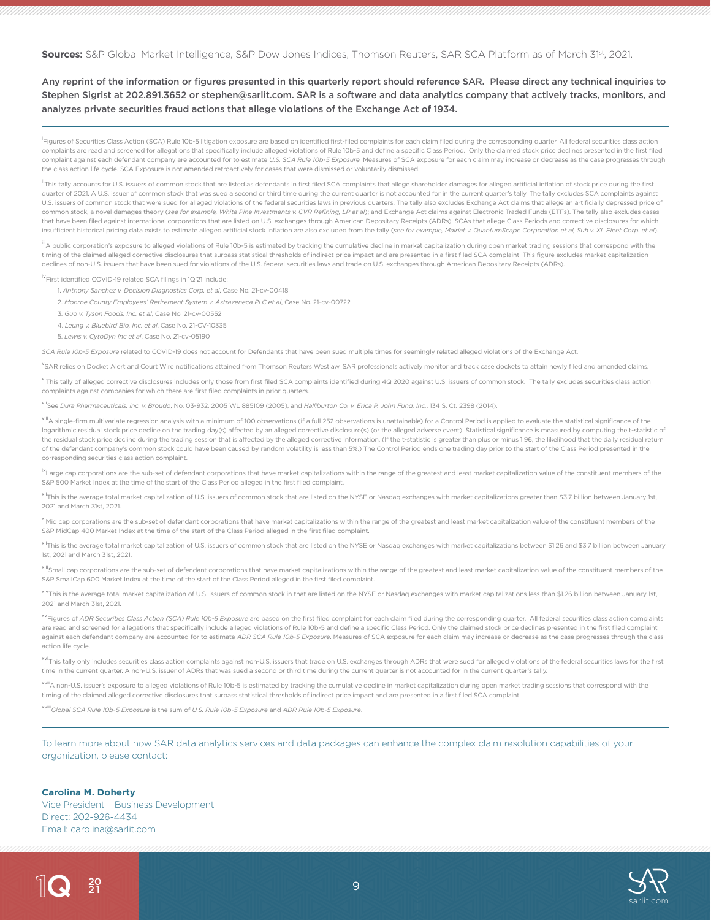**Sources:** S&P Global Market Intelligence, S&P Dow Jones Indices, Thomson Reuters, SAR SCA Platform as of March 31st, 2021.

**Any reprint of the information or figures presented in this quarterly report should reference SAR. Please direct any technical inquiries to Stephen Sigrist at 202.891.3652 or stephen@sarlit.com. SAR is a software and data analytics company that actively tracks, monitors, and analyzes private securities fraud actions that allege violations of the Exchange Act of 1934.**

[i] Figures of Securities Class Action (SCA) Rule 10b-5 litigation exposure are based on identified first-filed complaints for each claim filed during the corresponding quarter. All federal securities class action complaints are read and screened for allegations that specifically include alleged violations of Rule 10b-5 and define a specific Class Period. Only the claimed stock price declines presented in the first filed complaint against each defendant company are accounted for to estimate *U.S. SCA Rule 10b-5 Exposure*. Measures of SCA exposure for each claim may increase or decrease as the case progresses through the class action life cycle. SCA Exposure is not amended retroactively for cases that were dismissed or voluntarily dismissed.

[ii] This tally accounts for U.S. issuers of common stock that are listed as defendants in first filed SCA complaints that allege shareholder damages for alleged artificial inflation of stock price during the first quarter of 2021. A U.S. issuer of common stock that was sued a second or third time during the current quarter is not accounted for in the current quarter's tally. The tally excludes SCA complaints against U.S. issuers of common stock that were sued for alleged violations of the federal securities laws in previous quarters. The tally also excludes Exchange Act claims that allege an artificially depressed price of common stock, a novel damages theory (*see for example, White Pine Investments v. CVR Refining, LP et al*); and Exchange Act claims against Electronic Traded Funds (ETFs). The tally also excludes cases that have been filed against international corporations that are listed on U.S. exchanges through American Depositary Receipts (ADRs). SCAs that allege Class Periods and corrective disclosures for which insufficient historical pricing data exists to estimate alleged artificial stock inflation are also excluded from the tally (*see for example, Malriat v. QuantumScape Corporation et al, Suh v. XL Fleet Corp. et al*).

[iii] A public corporation's exposure to alleged violations of Rule 10b-5 is estimated by tracking the cumulative decline in market capitalization during open market trading sessions that correspond with the timing of the claimed alleged corrective disclosures that surpass statistical thresholds of indirect price impact and are presented in a first filed SCA complaint. This figure excludes market capitalization declines of non-U.S. issuers that have been sued for violations of the U.S. federal securities laws and trade on U.S. exchanges through American Depositary Receipts (ADRs).

[iv] First identified COVID-19 related SCA filings in 1Q'21 include:

1. *Anthony Sanchez v. Decision Diagnostics Corp. et al*, Case No. 21-cv-00418
2. *Monroe County Employees' Retirement System v. Astrazeneca PLC et al*, Case No. 21-cv-00722
3. *Guo v. Tyson Foods, Inc. et al*, Case No. 21-cv-00552
4. *Leung v. Bluebird Bio, Inc. et al*, Case No. 21-CV-10335
5. *Lewis v. CytoDyn Inc et al*, Case No. 21-cv-05190

*SCA Rule 10b-5 Exposure* related to COVID-19 does not account for Defendants that have been sued multiple times for seemingly related alleged violations of the Exchange Act.

[v] SAR relies on Docket Alert and Court Wire notifications attained from Thomson Reuters Westlaw. SAR professionals actively monitor and track case dockets to attain newly filed and amended claims.

[vi] This tally of alleged corrective disclosures includes only those from first filed SCA complaints identified during 4Q 2020 against U.S. issuers of common stock. The tally excludes securities class action complaints against companies for which there are first filed complaints in prior quarters.

[vii] See *Dura Pharmaceuticals, Inc. v. Broudo*, No. 03-932, 2005 WL 885109 (2005), and *Halliburton Co. v. Erica P. John Fund, Inc.*, 134 S. Ct. 2398 (2014).

[viii] A single-firm multivariate regression analysis with a minimum of 100 observations (if a full 252 observations is unattainable) for a Control Period is applied to evaluate the statistical significance of the logarithmic residual stock price decline on the trading day(s) affected by an alleged corrective disclosure(s) (or the alleged adverse event). Statistical significance is measured by computing the t-statistic of the residual stock price decline during the trading session that is affected by the alleged corrective information. (If the t-statistic is greater than plus or minus 1.96, the likelihood that the daily residual return of the defendant company's common stock could have been caused by random volatility is less than 5%.) The Control Period ends one trading day prior to the start of the Class Period presented in the corresponding securities class action complaint.

[ix] Large cap corporations are the sub-set of defendant corporations that have market capitalizations within the range of the greatest and least market capitalization value of the constituent members of the S&P 500 Market Index at the time of the start of the Class Period alleged in the first filed complaint.

[x] This is the average total market capitalization of U.S. issuers of common stock that are listed on the NYSE or Nasdaq exchanges with market capitalizations greater than $3.7 billion between January 1st, 2021 and March 31st, 2021.

[xi] Mid cap corporations are the sub-set of defendant corporations that have market capitalizations within the range of the greatest and least market capitalization value of the constituent members of the S&P MidCap 400 Market Index at the time of the start of the Class Period alleged in the first filed complaint.

[xii] This is the average total market capitalization of U.S. issuers of common stock that are listed on the NYSE or Nasdaq exchanges with market capitalizations between $1.26 and $3.7 billion between January 1st, 2021 and March 31st, 2021.

[xiii] Small cap corporations are the sub-set of defendant corporations that have market capitalizations within the range of the greatest and least market capitalization value of the constituent members of the S&P SmallCap 600 Market Index at the time of the start of the Class Period alleged in the first filed complaint.

[xiv] This is the average total market capitalization of U.S. issuers of common stock in that are listed on the NYSE or Nasdaq exchanges with market capitalizations less than $1.26 billion between January 1st, 2021 and March 31st, 2021.

[xv] Figures of *ADR Securities Class Action (SCA) Rule 10b-5 Exposure* are based on the first filed complaint for each claim filed during the corresponding quarter. All federal securities class action complaints are read and screened for allegations that specifically include alleged violations of Rule 10b-5 and define a specific Class Period. Only the claimed stock price declines presented in the first filed complaint against each defendant company are accounted for to estimate *ADR SCA Rule 10b-5 Exposure*. Measures of SCA exposure for each claim may increase or decrease as the case progresses through the class action life cycle.

[xvi] This tally only includes securities class action complaints against non-U.S. issuers that trade on U.S. exchanges through ADRs that were sued for alleged violations of the federal securities laws for the first time in the current quarter. A non-U.S. issuer of ADRs that was sued a second or third time during the current quarter is not accounted for in the current quarter's tally.

[xvii] A non-U.S. issuer's exposure to alleged violations of Rule 10b-5 is estimated by tracking the cumulative decline in market capitalization during open market trading sessions that correspond with the timing of the claimed alleged corrective disclosures that surpass statistical thresholds of indirect price impact and are presented in a first filed SCA complaint.

[xviii] *Global SCA Rule 10b-5 Exposure* is the sum of *U.S. Rule 10b-5 Exposure* and *ADR Rule 10b-5 Exposure*.

To learn more about how SAR data analytics services and data packages can enhance the complex claim resolution capabilities of your organization, please contact:

**Carolina M. Doherty**
Vice President – Business Development
Direct: 202-926-4434
Email: carolina@sarlit.com